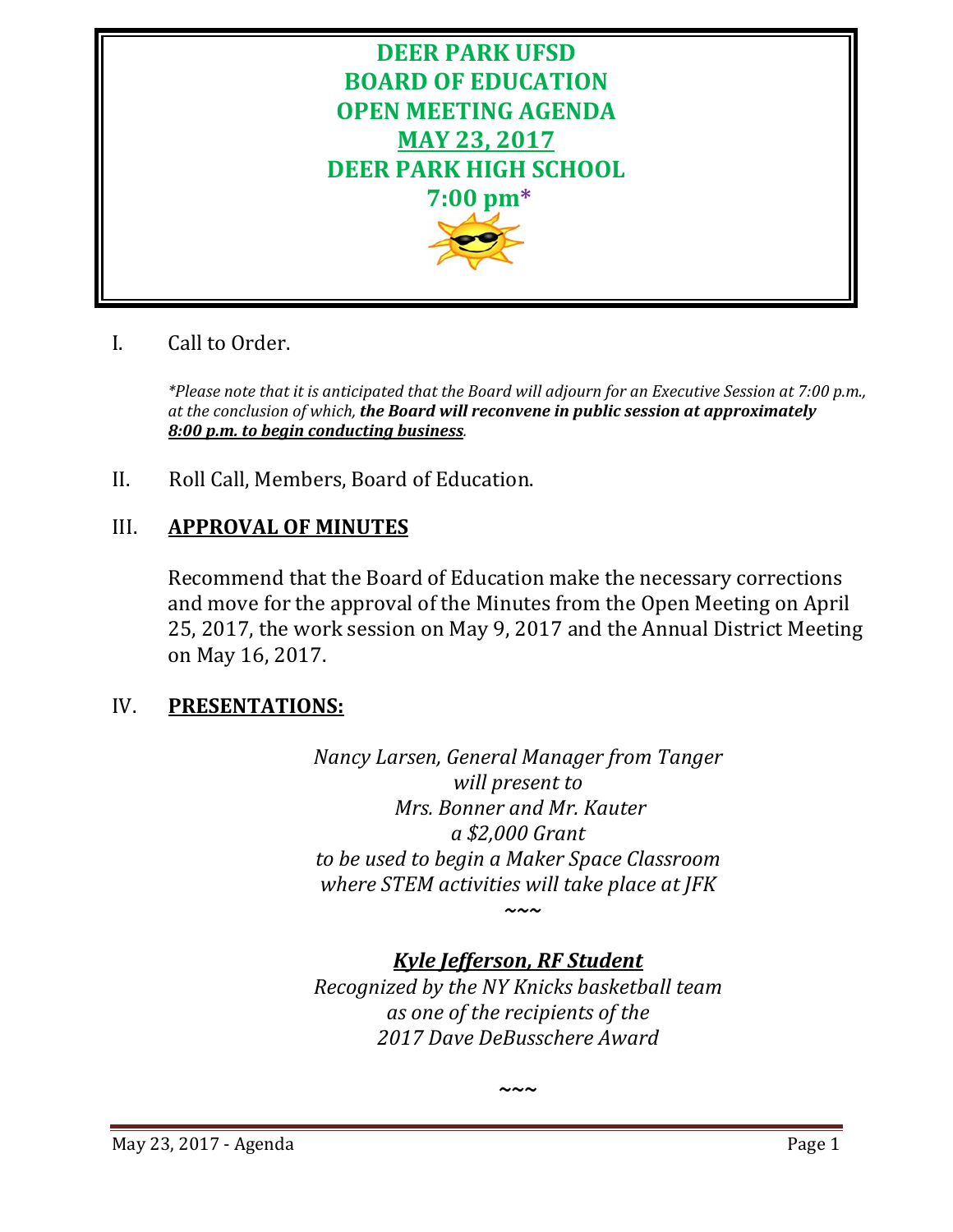# DEER PARK UFSD
# BOARD OF EDUCATION
# OPEN MEETING AGENDA
# MAY 23, 2017
# DEER PARK HIGH SCHOOL
# 7:00 pm*

I. Call to Order.

*\*Please note that it is anticipated that the Board will adjourn for an Executive Session at 7:00 p.m., at the conclusion of which,* ***the Board will reconvene in public session at approximately*** ***8:00 p.m. to begin conducting business****.*

II. Roll Call, Members, Board of Education.

## III. APPROVAL OF MINUTES

Recommend that the Board of Education make the necessary corrections and move for the approval of the Minutes from the Open Meeting on April 25, 2017, the work session on May 9, 2017 and the Annual District Meeting on May 16, 2017.

## IV. PRESENTATIONS:

*Nancy Larsen, General Manager from Tanger*
*will present to*
*Mrs. Bonner and Mr. Kauter*
*a $2,000 Grant*
*to be used to begin a Maker Space Classroom*
*where STEM activities will take place at JFK*

~~~

***Kyle Jefferson, RF Student***
*Recognized by the NY Knicks basketball team*
*as one of the recipients of the*
*2017 Dave DeBusschere Award*

~~~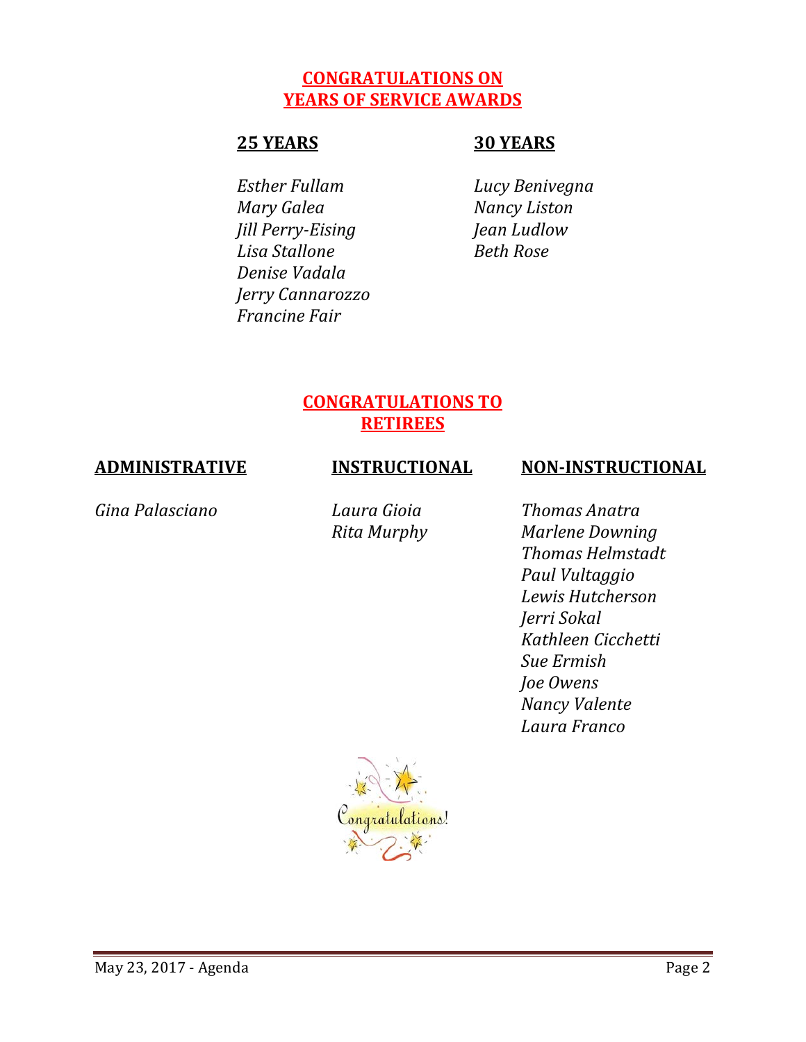## CONGRATULATIONS ON YEARS OF SERVICE AWARDS

### 25 YEARS

*Esther Fullam*
*Mary Galea*
*Jill Perry-Eising*
*Lisa Stallone*
*Denise Vadala*
*Jerry Cannarozzo*
*Francine Fair*

### 30 YEARS

*Lucy Benivegna*
*Nancy Liston*
*Jean Ludlow*
*Beth Rose*

## CONGRATULATIONS TO RETIREES

### ADMINISTRATIVE

*Gina Palasciano*

### INSTRUCTIONAL

*Laura Gioia*
*Rita Murphy*

### NON-INSTRUCTIONAL

*Thomas Anatra*
*Marlene Downing*
*Thomas Helmstadt*
*Paul Vultaggio*
*Lewis Hutcherson*
*Jerri Sokal*
*Kathleen Cicchetti*
*Sue Ermish*
*Joe Owens*
*Nancy Valente*
*Laura Franco*

Congratulations!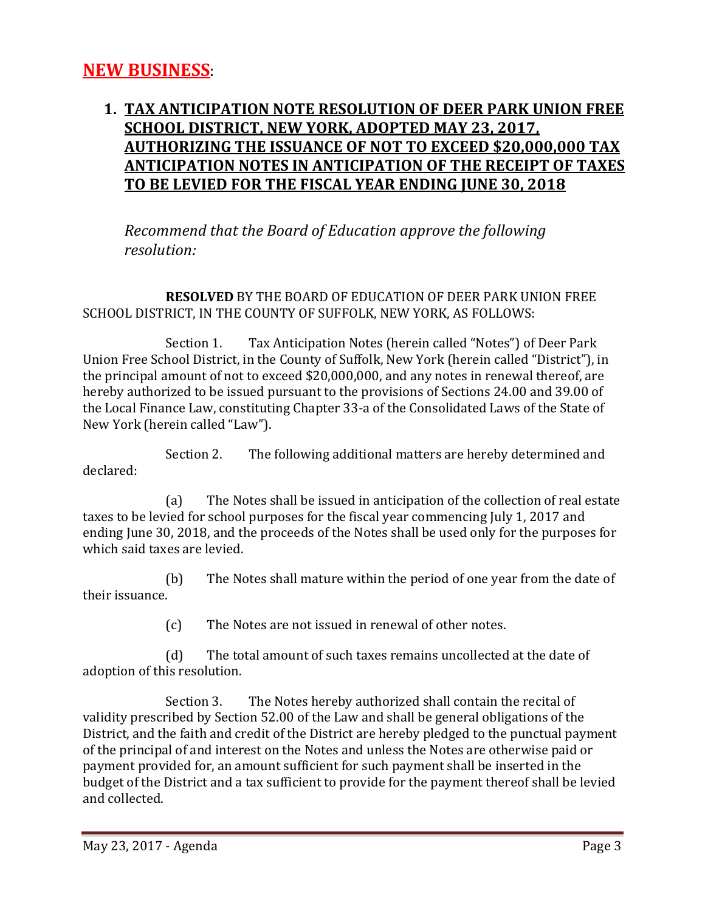## NEW BUSINESS:

### 1. TAX ANTICIPATION NOTE RESOLUTION OF DEER PARK UNION FREE SCHOOL DISTRICT, NEW YORK, ADOPTED MAY 23, 2017, AUTHORIZING THE ISSUANCE OF NOT TO EXCEED $20,000,000 TAX ANTICIPATION NOTES IN ANTICIPATION OF THE RECEIPT OF TAXES TO BE LEVIED FOR THE FISCAL YEAR ENDING JUNE 30, 2018

*Recommend that the Board of Education approve the following resolution:*

**RESOLVED** BY THE BOARD OF EDUCATION OF DEER PARK UNION FREE SCHOOL DISTRICT, IN THE COUNTY OF SUFFOLK, NEW YORK, AS FOLLOWS:

Section 1. Tax Anticipation Notes (herein called "Notes") of Deer Park Union Free School District, in the County of Suffolk, New York (herein called "District"), in the principal amount of not to exceed $20,000,000, and any notes in renewal thereof, are hereby authorized to be issued pursuant to the provisions of Sections 24.00 and 39.00 of the Local Finance Law, constituting Chapter 33-a of the Consolidated Laws of the State of New York (herein called "Law").

Section 2. The following additional matters are hereby determined and declared:

(a) The Notes shall be issued in anticipation of the collection of real estate taxes to be levied for school purposes for the fiscal year commencing July 1, 2017 and ending June 30, 2018, and the proceeds of the Notes shall be used only for the purposes for which said taxes are levied.

(b) The Notes shall mature within the period of one year from the date of their issuance.

(c) The Notes are not issued in renewal of other notes.

(d) The total amount of such taxes remains uncollected at the date of adoption of this resolution.

Section 3. The Notes hereby authorized shall contain the recital of validity prescribed by Section 52.00 of the Law and shall be general obligations of the District, and the faith and credit of the District are hereby pledged to the punctual payment of the principal of and interest on the Notes and unless the Notes are otherwise paid or payment provided for, an amount sufficient for such payment shall be inserted in the budget of the District and a tax sufficient to provide for the payment thereof shall be levied and collected.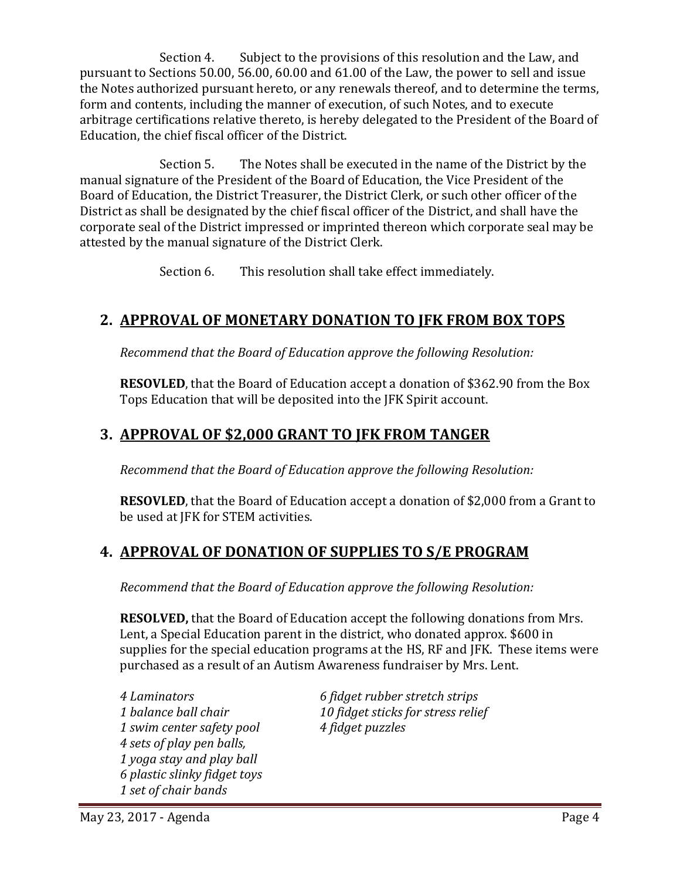Section 4. Subject to the provisions of this resolution and the Law, and pursuant to Sections 50.00, 56.00, 60.00 and 61.00 of the Law, the power to sell and issue the Notes authorized pursuant hereto, or any renewals thereof, and to determine the terms, form and contents, including the manner of execution, of such Notes, and to execute arbitrage certifications relative thereto, is hereby delegated to the President of the Board of Education, the chief fiscal officer of the District.

Section 5. The Notes shall be executed in the name of the District by the manual signature of the President of the Board of Education, the Vice President of the Board of Education, the District Treasurer, the District Clerk, or such other officer of the District as shall be designated by the chief fiscal officer of the District, and shall have the corporate seal of the District impressed or imprinted thereon which corporate seal may be attested by the manual signature of the District Clerk.

Section 6. This resolution shall take effect immediately.

## 2. APPROVAL OF MONETARY DONATION TO JFK FROM BOX TOPS

*Recommend that the Board of Education approve the following Resolution:*

**RESOVLED**, that the Board of Education accept a donation of $362.90 from the Box Tops Education that will be deposited into the JFK Spirit account.

## 3. APPROVAL OF $2,000 GRANT TO JFK FROM TANGER

*Recommend that the Board of Education approve the following Resolution:*

**RESOVLED**, that the Board of Education accept a donation of $2,000 from a Grant to be used at JFK for STEM activities.

## 4. APPROVAL OF DONATION OF SUPPLIES TO S/E PROGRAM

*Recommend that the Board of Education approve the following Resolution:*

**RESOLVED,** that the Board of Education accept the following donations from Mrs. Lent, a Special Education parent in the district, who donated approx. $600 in supplies for the special education programs at the HS, RF and JFK. These items were purchased as a result of an Autism Awareness fundraiser by Mrs. Lent.

*4 Laminators*
*1 balance ball chair*
*1 swim center safety pool*
*4 sets of play pen balls,*
*1 yoga stay and play ball*
*6 plastic slinky fidget toys*
*1 set of chair bands*
*6 fidget rubber stretch strips*
*10 fidget sticks for stress relief*
*4 fidget puzzles*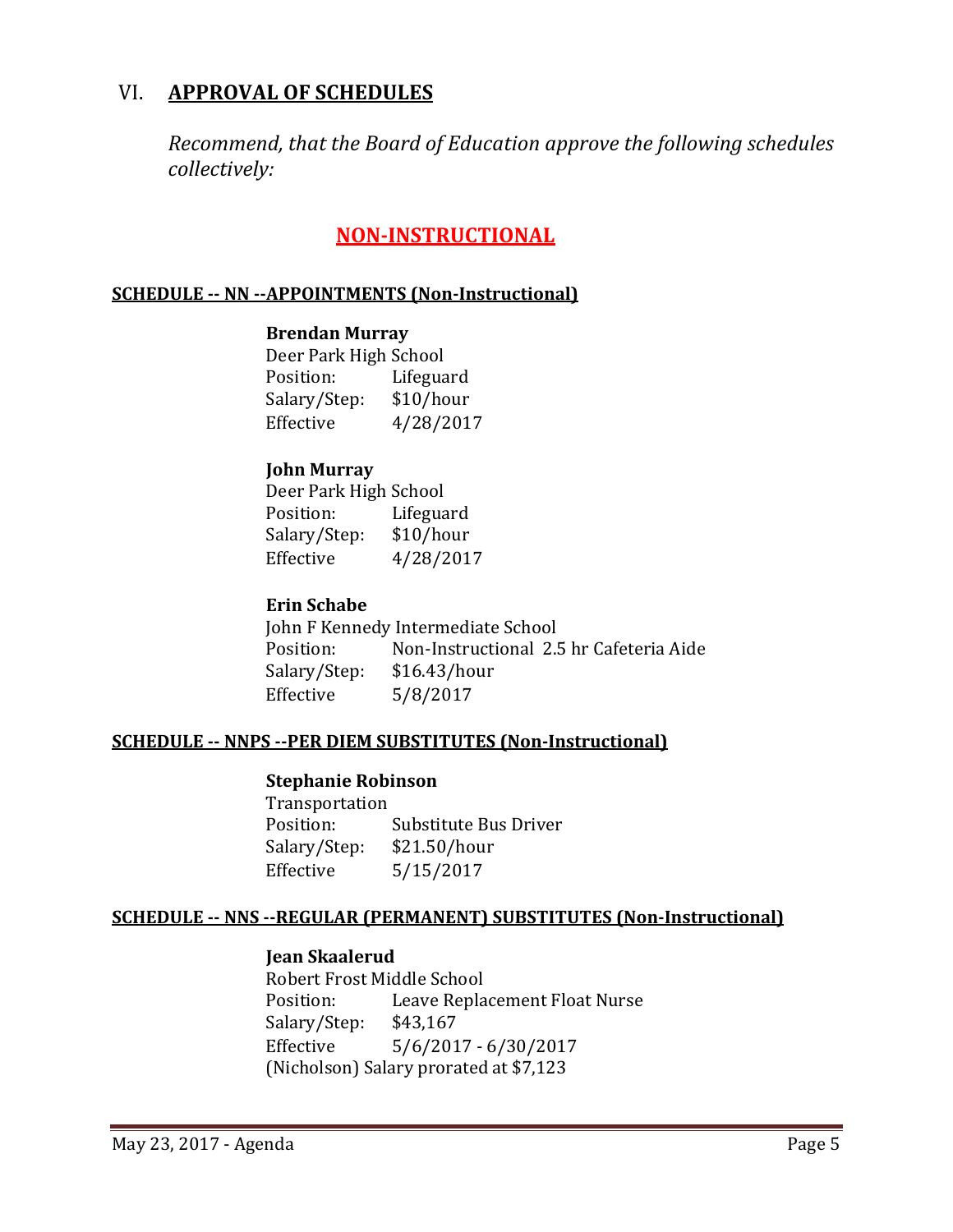## VI. **APPROVAL OF SCHEDULES**

*Recommend, that the Board of Education approve the following schedules collectively:*

### **NON-INSTRUCTIONAL**

**SCHEDULE -- NN --APPOINTMENTS (Non-Instructional)**

**Brendan Murray**
Deer Park High School
Position: Lifeguard
Salary/Step: $10/hour
Effective 4/28/2017

**John Murray**
Deer Park High School
Position: Lifeguard
Salary/Step: $10/hour
Effective 4/28/2017

**Erin Schabe**
John F Kennedy Intermediate School
Position: Non-Instructional 2.5 hr Cafeteria Aide
Salary/Step: $16.43/hour
Effective 5/8/2017

**SCHEDULE -- NNPS --PER DIEM SUBSTITUTES (Non-Instructional)**

**Stephanie Robinson**
Transportation
Position: Substitute Bus Driver
Salary/Step: $21.50/hour
Effective 5/15/2017

**SCHEDULE -- NNS --REGULAR (PERMANENT) SUBSTITUTES (Non-Instructional)**

**Jean Skaalerud**
Robert Frost Middle School
Position: Leave Replacement Float Nurse
Salary/Step: $43,167
Effective 5/6/2017 - 6/30/2017
(Nicholson) Salary prorated at $7,123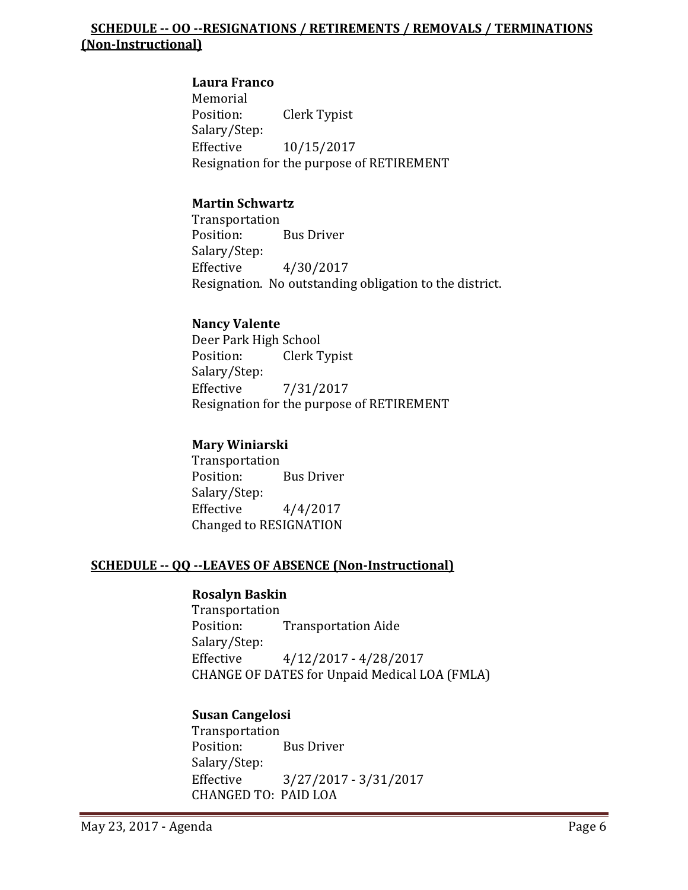## SCHEDULE -- OO --RESIGNATIONS / RETIREMENTS / REMOVALS / TERMINATIONS (Non-Instructional)

**Laura Franco**
Memorial
Position: Clerk Typist
Salary/Step:
Effective 10/15/2017
Resignation for the purpose of RETIREMENT

**Martin Schwartz**
Transportation
Position: Bus Driver
Salary/Step:
Effective 4/30/2017
Resignation. No outstanding obligation to the district.

**Nancy Valente**
Deer Park High School
Position: Clerk Typist
Salary/Step:
Effective 7/31/2017
Resignation for the purpose of RETIREMENT

**Mary Winiarski**
Transportation
Position: Bus Driver
Salary/Step:
Effective 4/4/2017
Changed to RESIGNATION

## SCHEDULE -- QQ --LEAVES OF ABSENCE (Non-Instructional)

**Rosalyn Baskin**
Transportation
Position: Transportation Aide
Salary/Step:
Effective 4/12/2017 - 4/28/2017
CHANGE OF DATES for Unpaid Medical LOA (FMLA)

**Susan Cangelosi**
Transportation
Position: Bus Driver
Salary/Step:
Effective 3/27/2017 - 3/31/2017
CHANGED TO: PAID LOA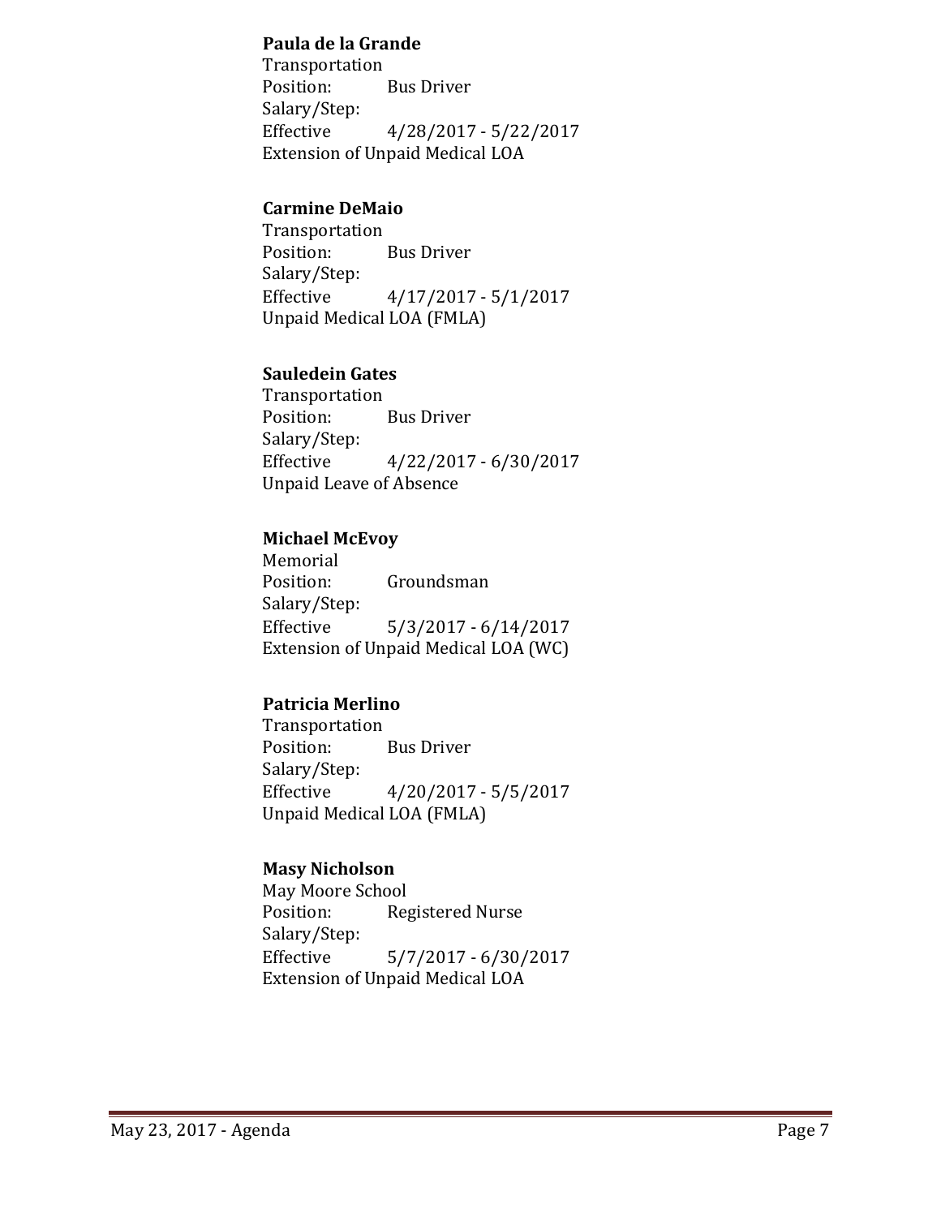**Paula de la Grande**
Transportation
Position: Bus Driver
Salary/Step:
Effective 4/28/2017 - 5/22/2017
Extension of Unpaid Medical LOA

**Carmine DeMaio**
Transportation
Position: Bus Driver
Salary/Step:
Effective 4/17/2017 - 5/1/2017
Unpaid Medical LOA (FMLA)

**Sauledein Gates**
Transportation
Position: Bus Driver
Salary/Step:
Effective 4/22/2017 - 6/30/2017
Unpaid Leave of Absence

**Michael McEvoy**
Memorial
Position: Groundsman
Salary/Step:
Effective 5/3/2017 - 6/14/2017
Extension of Unpaid Medical LOA (WC)

**Patricia Merlino**
Transportation
Position: Bus Driver
Salary/Step:
Effective 4/20/2017 - 5/5/2017
Unpaid Medical LOA (FMLA)

**Masy Nicholson**
May Moore School
Position: Registered Nurse
Salary/Step:
Effective 5/7/2017 - 6/30/2017
Extension of Unpaid Medical LOA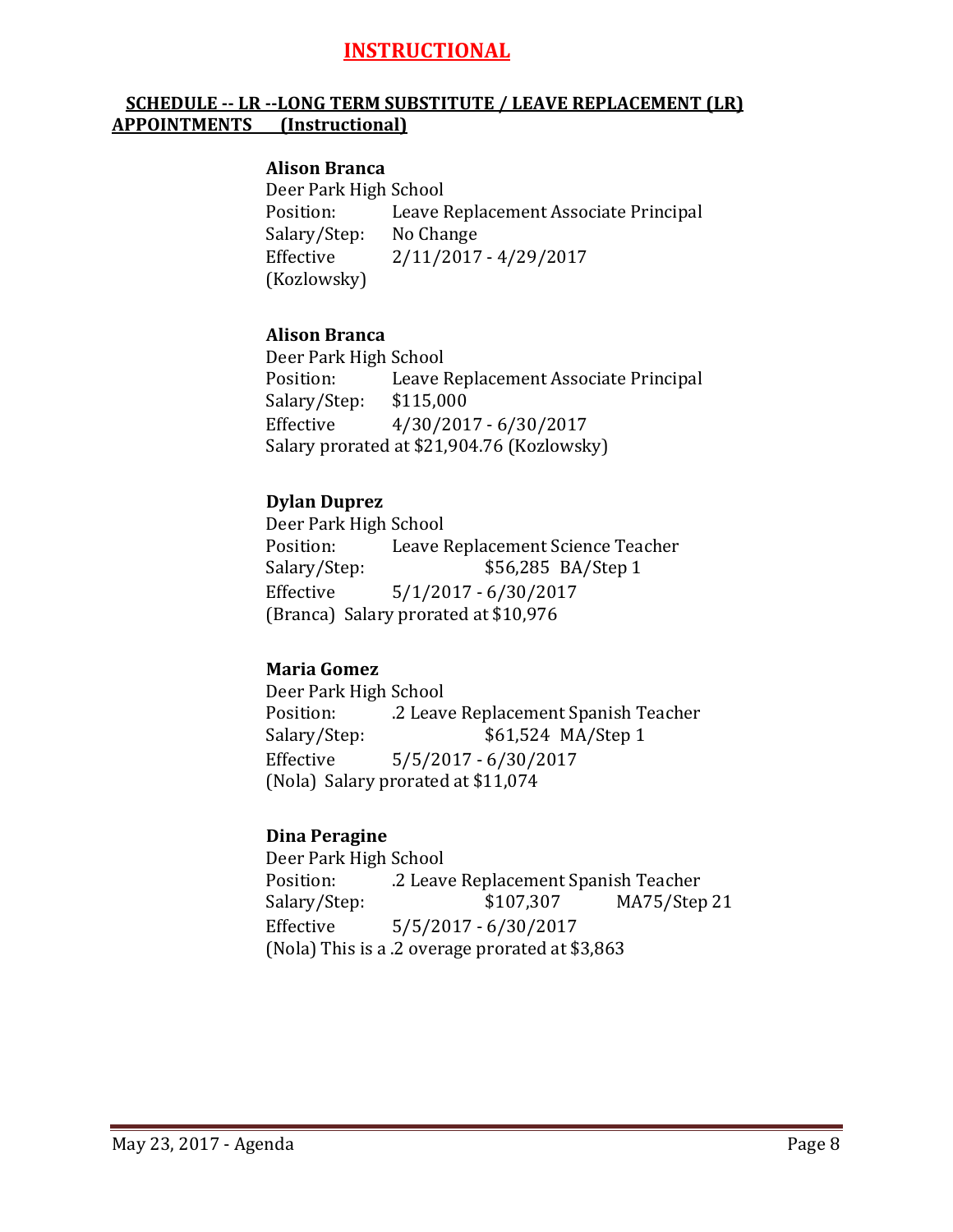# INSTRUCTIONAL

## SCHEDULE -- LR --LONG TERM SUBSTITUTE / LEAVE REPLACEMENT (LR) APPOINTMENTS (Instructional)

**Alison Branca**
Deer Park High School
Position: Leave Replacement Associate Principal
Salary/Step: No Change
Effective 2/11/2017 - 4/29/2017
(Kozlowsky)

**Alison Branca**
Deer Park High School
Position: Leave Replacement Associate Principal
Salary/Step: $115,000
Effective 4/30/2017 - 6/30/2017
Salary prorated at $21,904.76 (Kozlowsky)

**Dylan Duprez**
Deer Park High School
Position: Leave Replacement Science Teacher
Salary/Step: $56,285 BA/Step 1
Effective 5/1/2017 - 6/30/2017
(Branca) Salary prorated at $10,976

**Maria Gomez**
Deer Park High School
Position: .2 Leave Replacement Spanish Teacher
Salary/Step: $61,524 MA/Step 1
Effective 5/5/2017 - 6/30/2017
(Nola) Salary prorated at $11,074

**Dina Peragine**
Deer Park High School
Position: .2 Leave Replacement Spanish Teacher
Salary/Step: $107,307 MA75/Step 21
Effective 5/5/2017 - 6/30/2017
(Nola) This is a .2 overage prorated at $3,863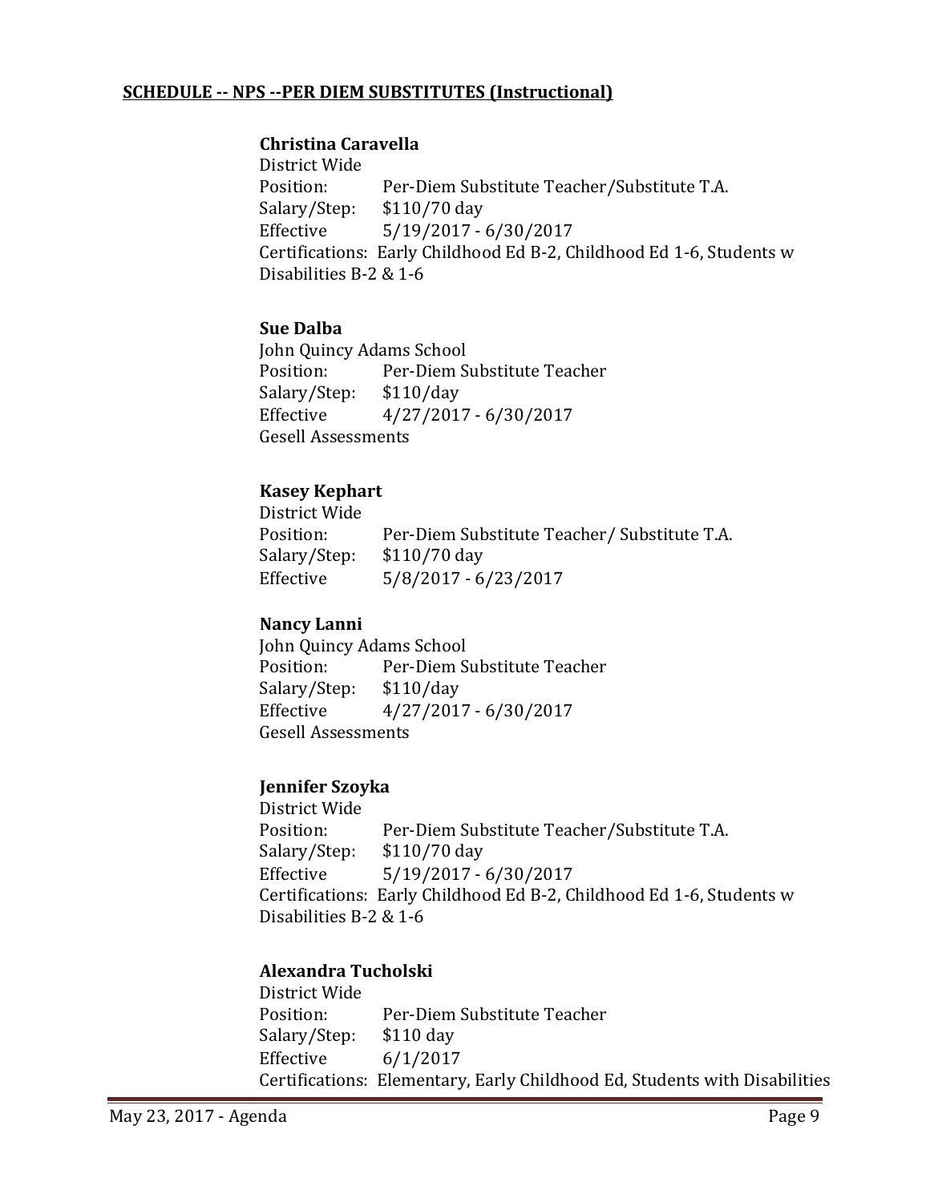**SCHEDULE -- NPS --PER DIEM SUBSTITUTES (Instructional)**

**Christina Caravella**
District Wide
Position: Per-Diem Substitute Teacher/Substitute T.A.
Salary/Step: $110/70 day
Effective 5/19/2017 - 6/30/2017
Certifications: Early Childhood Ed B-2, Childhood Ed 1-6, Students w Disabilities B-2 & 1-6

**Sue Dalba**
John Quincy Adams School
Position: Per-Diem Substitute Teacher
Salary/Step: $110/day
Effective 4/27/2017 - 6/30/2017
Gesell Assessments

**Kasey Kephart**
District Wide
Position: Per-Diem Substitute Teacher/ Substitute T.A.
Salary/Step: $110/70 day
Effective 5/8/2017 - 6/23/2017

**Nancy Lanni**
John Quincy Adams School
Position: Per-Diem Substitute Teacher
Salary/Step: $110/day
Effective 4/27/2017 - 6/30/2017
Gesell Assessments

**Jennifer Szoyka**
District Wide
Position: Per-Diem Substitute Teacher/Substitute T.A.
Salary/Step: $110/70 day
Effective 5/19/2017 - 6/30/2017
Certifications: Early Childhood Ed B-2, Childhood Ed 1-6, Students w Disabilities B-2 & 1-6

**Alexandra Tucholski**
District Wide
Position: Per-Diem Substitute Teacher
Salary/Step: $110 day
Effective 6/1/2017
Certifications: Elementary, Early Childhood Ed, Students with Disabilities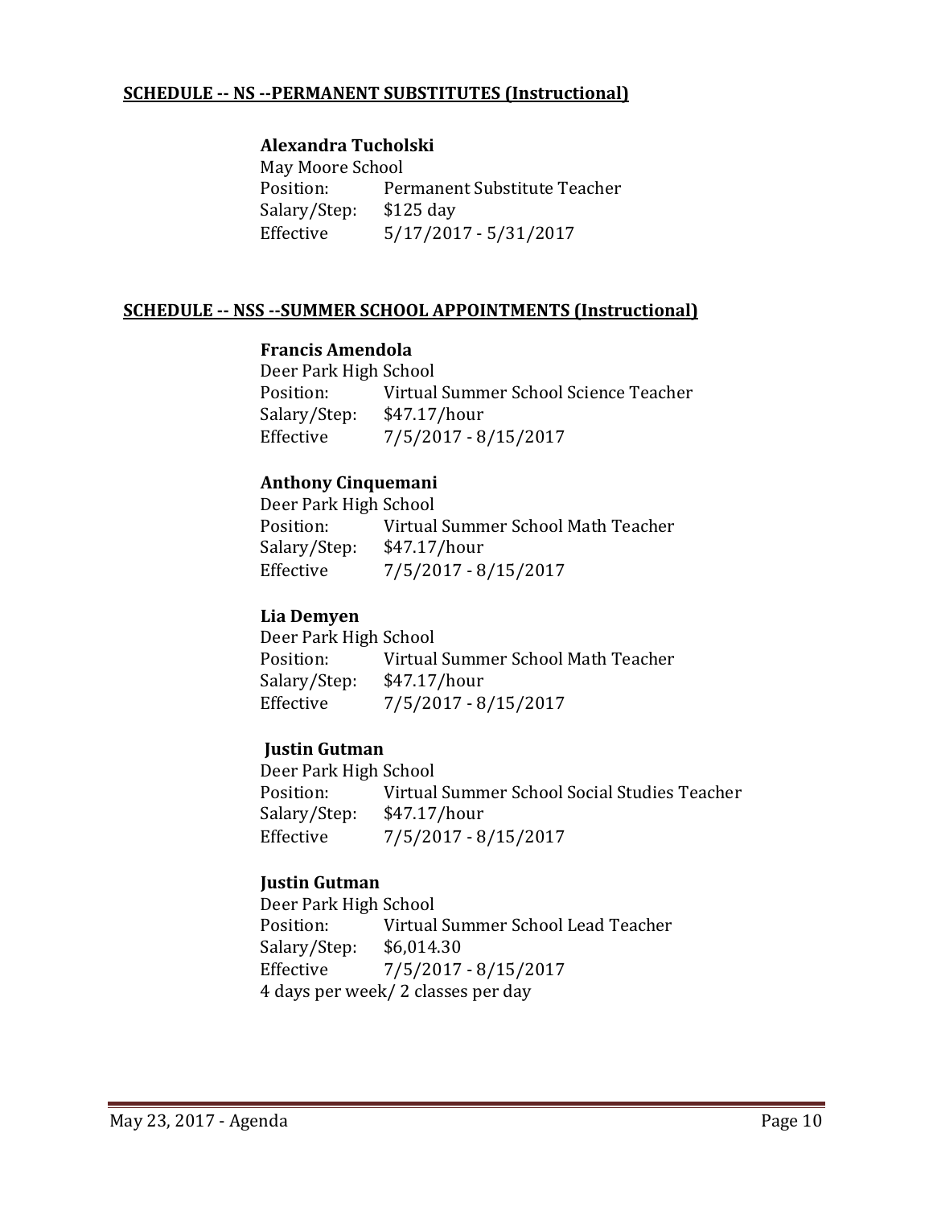**SCHEDULE -- NS --PERMANENT SUBSTITUTES (Instructional)**

**Alexandra Tucholski**
May Moore School
Position: Permanent Substitute Teacher
Salary/Step: $125 day
Effective 5/17/2017 - 5/31/2017

**SCHEDULE -- NSS --SUMMER SCHOOL APPOINTMENTS (Instructional)**

**Francis Amendola**
Deer Park High School
Position: Virtual Summer School Science Teacher
Salary/Step: $47.17/hour
Effective 7/5/2017 - 8/15/2017

**Anthony Cinquemani**
Deer Park High School
Position: Virtual Summer School Math Teacher
Salary/Step: $47.17/hour
Effective 7/5/2017 - 8/15/2017

**Lia Demyen**
Deer Park High School
Position: Virtual Summer School Math Teacher
Salary/Step: $47.17/hour
Effective 7/5/2017 - 8/15/2017

**Justin Gutman**
Deer Park High School
Position: Virtual Summer School Social Studies Teacher
Salary/Step: $47.17/hour
Effective 7/5/2017 - 8/15/2017

**Justin Gutman**
Deer Park High School
Position: Virtual Summer School Lead Teacher
Salary/Step: $6,014.30
Effective 7/5/2017 - 8/15/2017
4 days per week/ 2 classes per day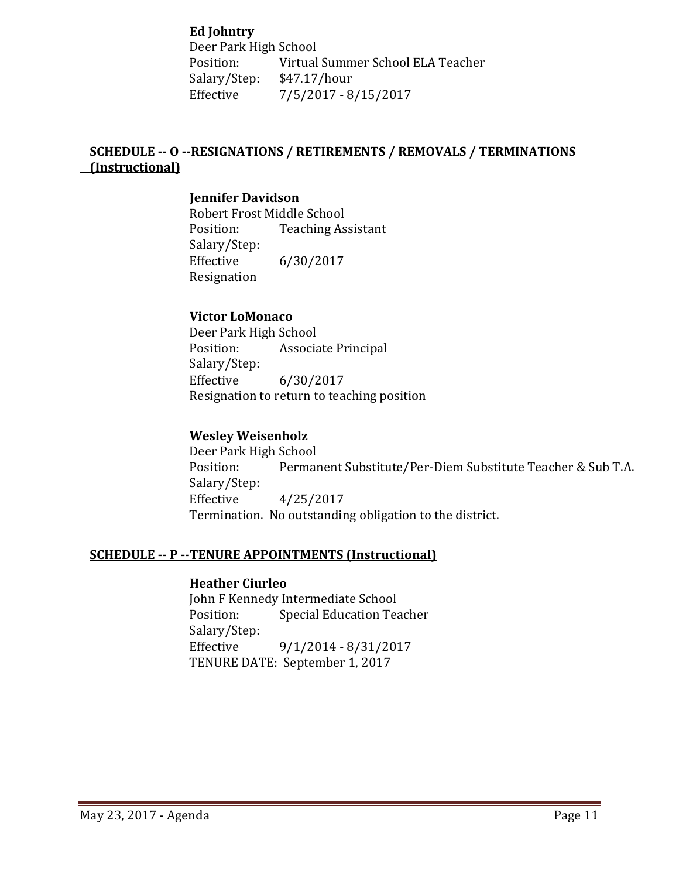**Ed Johntry**
Deer Park High School
Position: Virtual Summer School ELA Teacher
Salary/Step: $47.17/hour
Effective 7/5/2017 - 8/15/2017

## SCHEDULE -- O --RESIGNATIONS / RETIREMENTS / REMOVALS / TERMINATIONS (Instructional)

**Jennifer Davidson**
Robert Frost Middle School
Position: Teaching Assistant
Salary/Step:
Effective 6/30/2017
Resignation

**Victor LoMonaco**
Deer Park High School
Position: Associate Principal
Salary/Step:
Effective 6/30/2017
Resignation to return to teaching position

**Wesley Weisenholz**
Deer Park High School
Position: Permanent Substitute/Per-Diem Substitute Teacher & Sub T.A.
Salary/Step:
Effective 4/25/2017
Termination. No outstanding obligation to the district.

## SCHEDULE -- P --TENURE APPOINTMENTS (Instructional)

**Heather Ciurleo**
John F Kennedy Intermediate School
Position: Special Education Teacher
Salary/Step:
Effective 9/1/2014 - 8/31/2017
TENURE DATE: September 1, 2017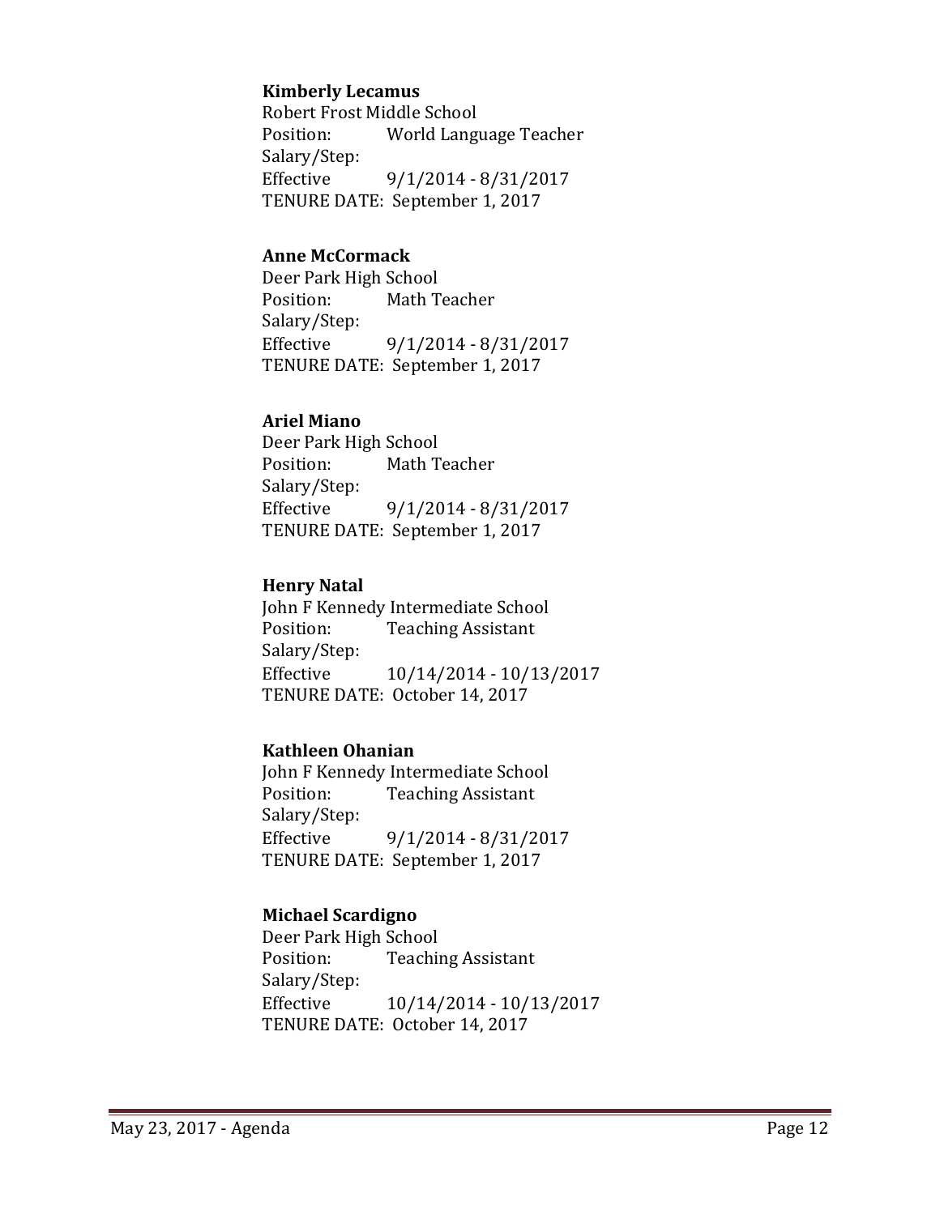**Kimberly Lecamus**
Robert Frost Middle School
Position: World Language Teacher
Salary/Step:
Effective 9/1/2014 - 8/31/2017
TENURE DATE: September 1, 2017

**Anne McCormack**
Deer Park High School
Position: Math Teacher
Salary/Step:
Effective 9/1/2014 - 8/31/2017
TENURE DATE: September 1, 2017

**Ariel Miano**
Deer Park High School
Position: Math Teacher
Salary/Step:
Effective 9/1/2014 - 8/31/2017
TENURE DATE: September 1, 2017

**Henry Natal**
John F Kennedy Intermediate School
Position: Teaching Assistant
Salary/Step:
Effective 10/14/2014 - 10/13/2017
TENURE DATE: October 14, 2017

**Kathleen Ohanian**
John F Kennedy Intermediate School
Position: Teaching Assistant
Salary/Step:
Effective 9/1/2014 - 8/31/2017
TENURE DATE: September 1, 2017

**Michael Scardigno**
Deer Park High School
Position: Teaching Assistant
Salary/Step:
Effective 10/14/2014 - 10/13/2017
TENURE DATE: October 14, 2017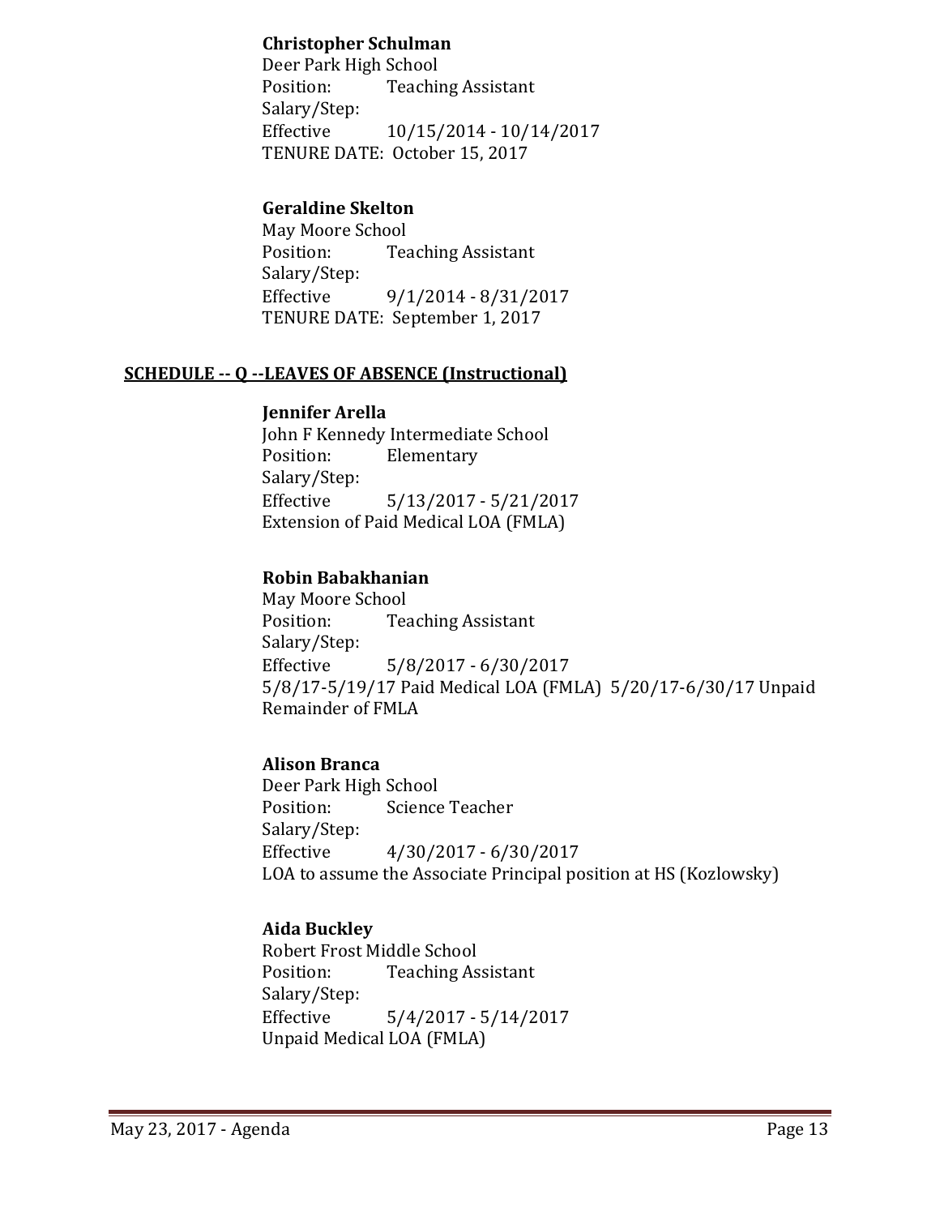**Christopher Schulman**
Deer Park High School
Position: Teaching Assistant
Salary/Step:
Effective 10/15/2014 - 10/14/2017
TENURE DATE: October 15, 2017

**Geraldine Skelton**
May Moore School
Position: Teaching Assistant
Salary/Step:
Effective 9/1/2014 - 8/31/2017
TENURE DATE: September 1, 2017

## SCHEDULE -- Q --LEAVES OF ABSENCE (Instructional)

**Jennifer Arella**
John F Kennedy Intermediate School
Position: Elementary
Salary/Step:
Effective 5/13/2017 - 5/21/2017
Extension of Paid Medical LOA (FMLA)

**Robin Babakhanian**
May Moore School
Position: Teaching Assistant
Salary/Step:
Effective 5/8/2017 - 6/30/2017
5/8/17-5/19/17 Paid Medical LOA (FMLA) 5/20/17-6/30/17 Unpaid Remainder of FMLA

**Alison Branca**
Deer Park High School
Position: Science Teacher
Salary/Step:
Effective 4/30/2017 - 6/30/2017
LOA to assume the Associate Principal position at HS (Kozlowsky)

**Aida Buckley**
Robert Frost Middle School
Position: Teaching Assistant
Salary/Step:
Effective 5/4/2017 - 5/14/2017
Unpaid Medical LOA (FMLA)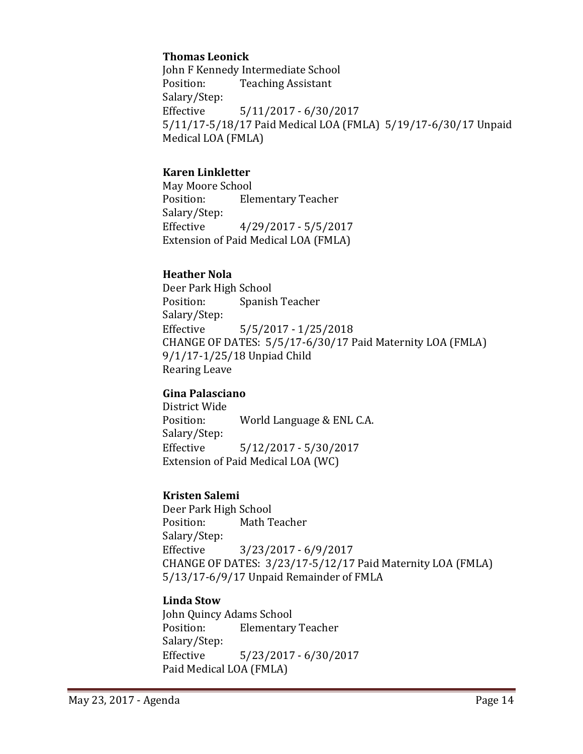**Thomas Leonick**
John F Kennedy Intermediate School
Position: Teaching Assistant
Salary/Step:
Effective 5/11/2017 - 6/30/2017
5/11/17-5/18/17 Paid Medical LOA (FMLA) 5/19/17-6/30/17 Unpaid Medical LOA (FMLA)

**Karen Linkletter**
May Moore School
Position: Elementary Teacher
Salary/Step:
Effective 4/29/2017 - 5/5/2017
Extension of Paid Medical LOA (FMLA)

**Heather Nola**
Deer Park High School
Position: Spanish Teacher
Salary/Step:
Effective 5/5/2017 - 1/25/2018
CHANGE OF DATES: 5/5/17-6/30/17 Paid Maternity LOA (FMLA) 9/1/17-1/25/18 Unpiad Child Rearing Leave

**Gina Palasciano**
District Wide
Position: World Language & ENL C.A.
Salary/Step:
Effective 5/12/2017 - 5/30/2017
Extension of Paid Medical LOA (WC)

**Kristen Salemi**
Deer Park High School
Position: Math Teacher
Salary/Step:
Effective 3/23/2017 - 6/9/2017
CHANGE OF DATES: 3/23/17-5/12/17 Paid Maternity LOA (FMLA) 5/13/17-6/9/17 Unpaid Remainder of FMLA

**Linda Stow**
John Quincy Adams School
Position: Elementary Teacher
Salary/Step:
Effective 5/23/2017 - 6/30/2017
Paid Medical LOA (FMLA)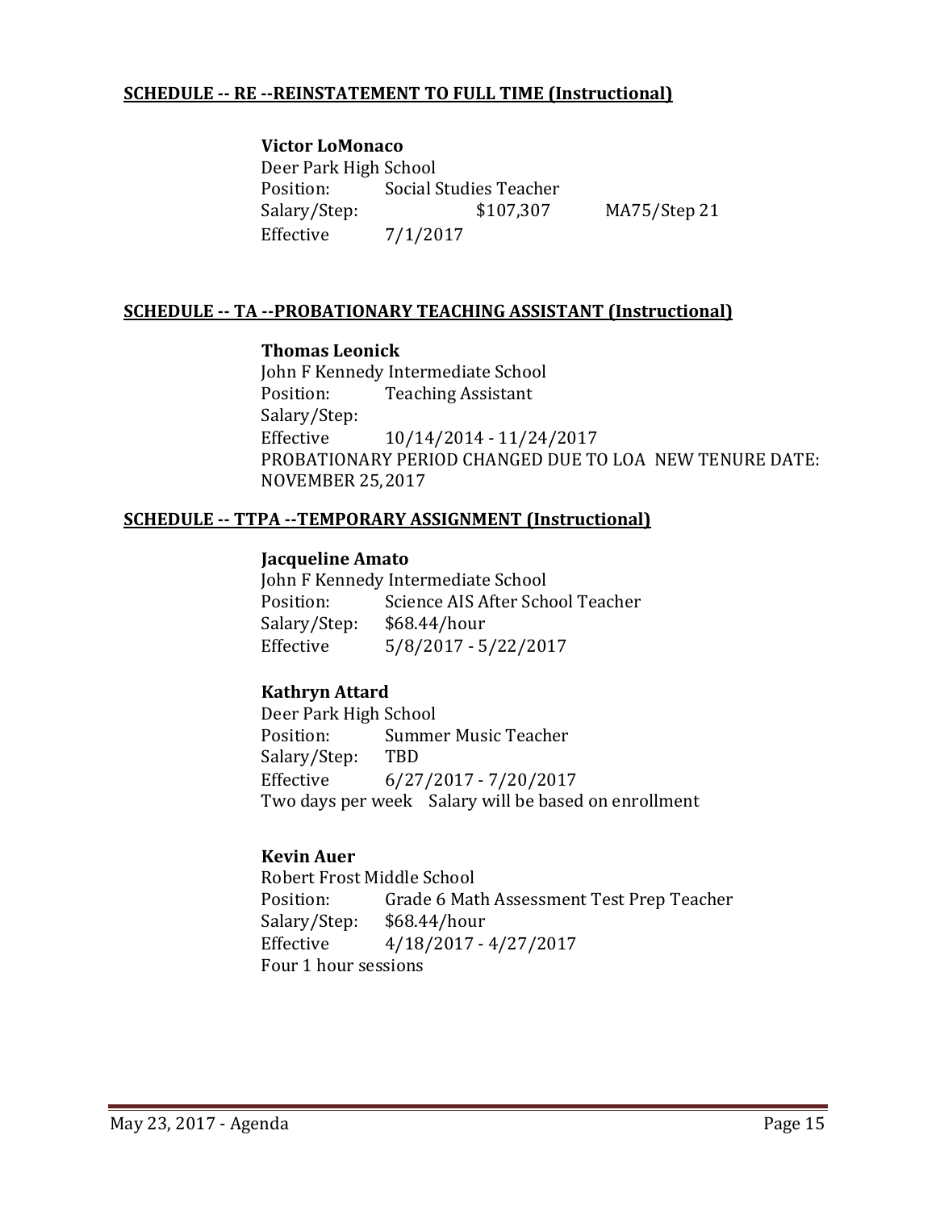**SCHEDULE -- RE --REINSTATEMENT TO FULL TIME (Instructional)**

**Victor LoMonaco**
Deer Park High School
Position: Social Studies Teacher
Salary/Step: $107,307 MA75/Step 21
Effective 7/1/2017

**SCHEDULE -- TA --PROBATIONARY TEACHING ASSISTANT (Instructional)**

**Thomas Leonick**
John F Kennedy Intermediate School
Position: Teaching Assistant
Salary/Step:
Effective 10/14/2014 - 11/24/2017
PROBATIONARY PERIOD CHANGED DUE TO LOA NEW TENURE DATE: NOVEMBER 25, 2017

**SCHEDULE -- TTPA --TEMPORARY ASSIGNMENT (Instructional)**

**Jacqueline Amato**
John F Kennedy Intermediate School
Position: Science AIS After School Teacher
Salary/Step: $68.44/hour
Effective 5/8/2017 - 5/22/2017

**Kathryn Attard**
Deer Park High School
Position: Summer Music Teacher
Salary/Step: TBD
Effective 6/27/2017 - 7/20/2017
Two days per week Salary will be based on enrollment

**Kevin Auer**
Robert Frost Middle School
Position: Grade 6 Math Assessment Test Prep Teacher
Salary/Step: $68.44/hour
Effective 4/18/2017 - 4/27/2017
Four 1 hour sessions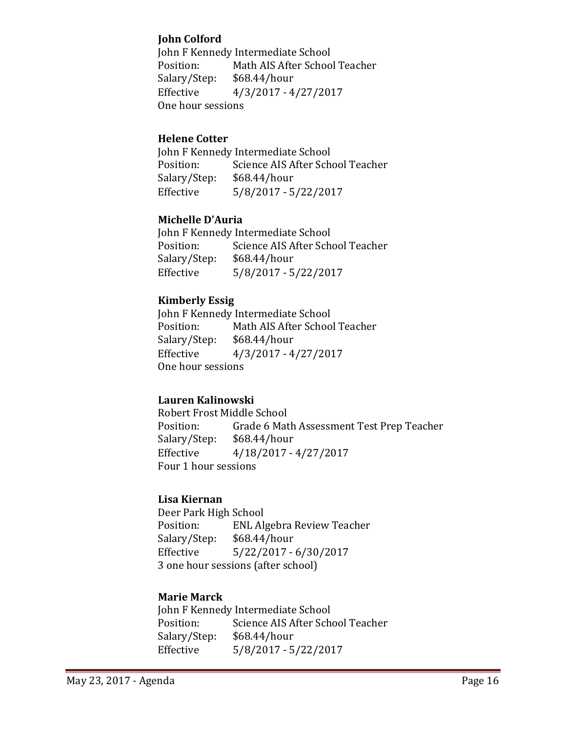**John Colford**
John F Kennedy Intermediate School
Position: Math AIS After School Teacher
Salary/Step: $68.44/hour
Effective 4/3/2017 - 4/27/2017
One hour sessions

**Helene Cotter**
John F Kennedy Intermediate School
Position: Science AIS After School Teacher
Salary/Step: $68.44/hour
Effective 5/8/2017 - 5/22/2017

**Michelle D'Auria**
John F Kennedy Intermediate School
Position: Science AIS After School Teacher
Salary/Step: $68.44/hour
Effective 5/8/2017 - 5/22/2017

**Kimberly Essig**
John F Kennedy Intermediate School
Position: Math AIS After School Teacher
Salary/Step: $68.44/hour
Effective 4/3/2017 - 4/27/2017
One hour sessions

**Lauren Kalinowski**
Robert Frost Middle School
Position: Grade 6 Math Assessment Test Prep Teacher
Salary/Step: $68.44/hour
Effective 4/18/2017 - 4/27/2017
Four 1 hour sessions

**Lisa Kiernan**
Deer Park High School
Position: ENL Algebra Review Teacher
Salary/Step: $68.44/hour
Effective 5/22/2017 - 6/30/2017
3 one hour sessions (after school)

**Marie Marck**
John F Kennedy Intermediate School
Position: Science AIS After School Teacher
Salary/Step: $68.44/hour
Effective 5/8/2017 - 5/22/2017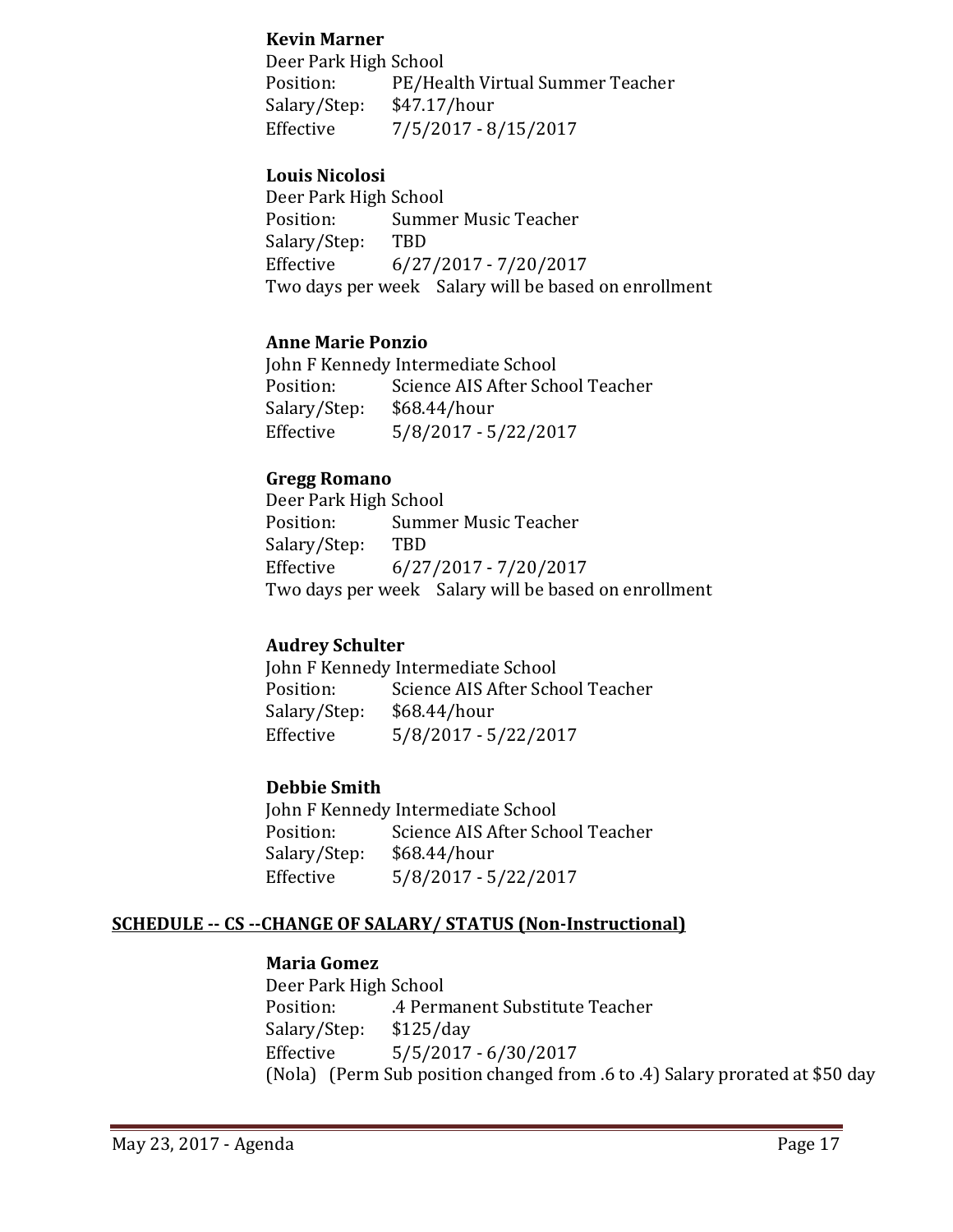**Kevin Marner**
Deer Park High School
Position: PE/Health Virtual Summer Teacher
Salary/Step: $47.17/hour
Effective 7/5/2017 - 8/15/2017

**Louis Nicolosi**
Deer Park High School
Position: Summer Music Teacher
Salary/Step: TBD
Effective 6/27/2017 - 7/20/2017
Two days per week Salary will be based on enrollment

**Anne Marie Ponzio**
John F Kennedy Intermediate School
Position: Science AIS After School Teacher
Salary/Step: $68.44/hour
Effective 5/8/2017 - 5/22/2017

**Gregg Romano**
Deer Park High School
Position: Summer Music Teacher
Salary/Step: TBD
Effective 6/27/2017 - 7/20/2017
Two days per week Salary will be based on enrollment

**Audrey Schulter**
John F Kennedy Intermediate School
Position: Science AIS After School Teacher
Salary/Step: $68.44/hour
Effective 5/8/2017 - 5/22/2017

**Debbie Smith**
John F Kennedy Intermediate School
Position: Science AIS After School Teacher
Salary/Step: $68.44/hour
Effective 5/8/2017 - 5/22/2017

**SCHEDULE -- CS --CHANGE OF SALARY/ STATUS (Non-Instructional)**

**Maria Gomez**
Deer Park High School
Position: .4 Permanent Substitute Teacher
Salary/Step: $125/day
Effective 5/5/2017 - 6/30/2017
(Nola) (Perm Sub position changed from .6 to .4) Salary prorated at $50 day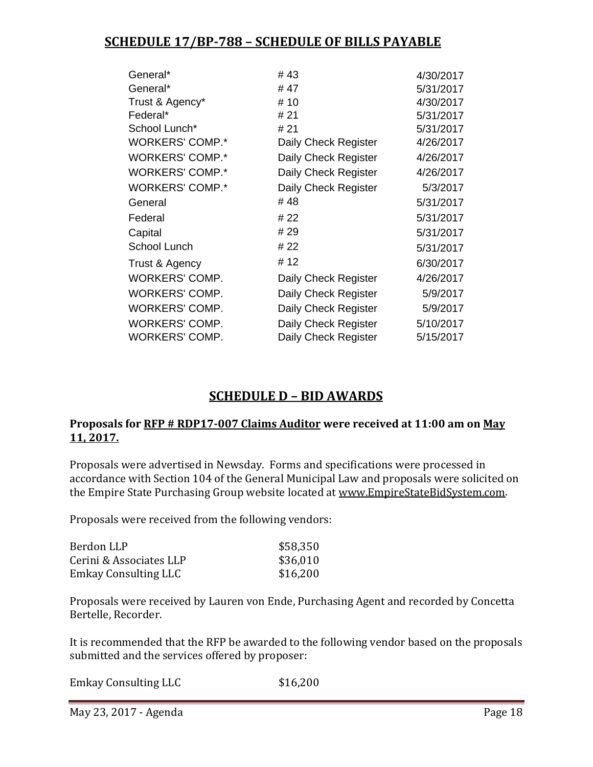## SCHEDULE 17/BP-788 – SCHEDULE OF BILLS PAYABLE

| | | |
|---|---|---|
| General* | # 43 | 4/30/2017 |
| General* | # 47 | 5/31/2017 |
| Trust & Agency* | # 10 | 4/30/2017 |
| Federal* | # 21 | 5/31/2017 |
| School Lunch* | # 21 | 5/31/2017 |
| WORKERS' COMP.* | Daily Check Register | 4/26/2017 |
| WORKERS' COMP.* | Daily Check Register | 4/26/2017 |
| WORKERS' COMP.* | Daily Check Register | 4/26/2017 |
| WORKERS' COMP.* | Daily Check Register | 5/3/2017 |
| General | # 48 | 5/31/2017 |
| Federal | # 22 | 5/31/2017 |
| Capital | # 29 | 5/31/2017 |
| School Lunch | # 22 | 5/31/2017 |
| Trust & Agency | # 12 | 6/30/2017 |
| WORKERS' COMP. | Daily Check Register | 4/26/2017 |
| WORKERS' COMP. | Daily Check Register | 5/9/2017 |
| WORKERS' COMP. | Daily Check Register | 5/9/2017 |
| WORKERS' COMP. | Daily Check Register | 5/10/2017 |
| WORKERS' COMP. | Daily Check Register | 5/15/2017 |

## SCHEDULE D – BID AWARDS

**Proposals for RFP # RDP17-007 Claims Auditor were received at 11:00 am on May 11, 2017.**

Proposals were advertised in Newsday. Forms and specifications were processed in accordance with Section 104 of the General Municipal Law and proposals were solicited on the Empire State Purchasing Group website located at www.EmpireStateBidSystem.com.

Proposals were received from the following vendors:

| | |
|---|---|
| Berdon LLP | $58,350 |
| Cerini & Associates LLP | $36,010 |
| Emkay Consulting LLC | $16,200 |

Proposals were received by Lauren von Ende, Purchasing Agent and recorded by Concetta Bertelle, Recorder.

It is recommended that the RFP be awarded to the following vendor based on the proposals submitted and the services offered by proposer:

| | |
|---|---|
| Emkay Consulting LLC | $16,200 |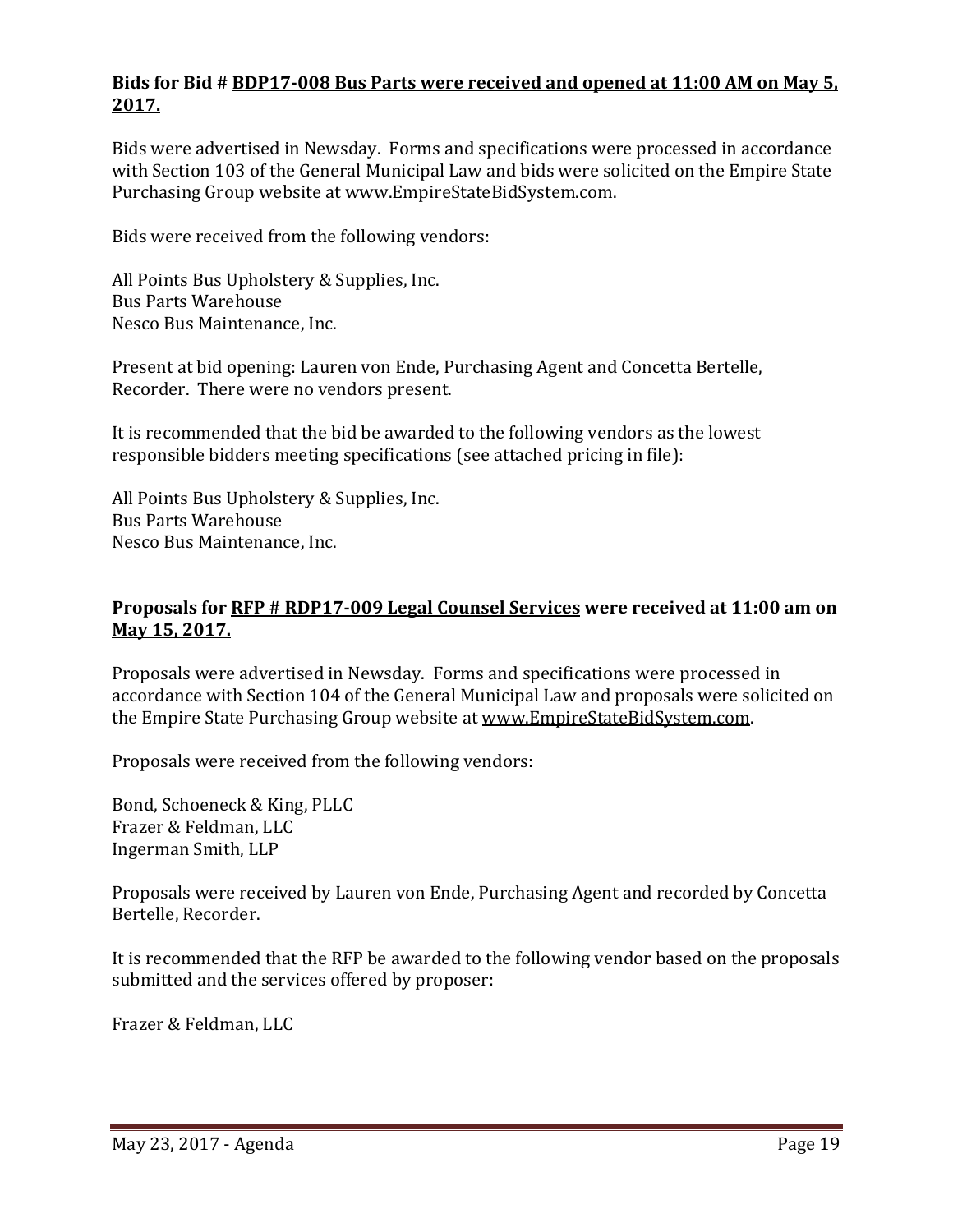**Bids for Bid # BDP17-008 Bus Parts were received and opened at 11:00 AM on May 5, 2017.**

Bids were advertised in Newsday. Forms and specifications were processed in accordance with Section 103 of the General Municipal Law and bids were solicited on the Empire State Purchasing Group website at www.EmpireStateBidSystem.com.

Bids were received from the following vendors:

All Points Bus Upholstery & Supplies, Inc.
Bus Parts Warehouse
Nesco Bus Maintenance, Inc.

Present at bid opening: Lauren von Ende, Purchasing Agent and Concetta Bertelle, Recorder. There were no vendors present.

It is recommended that the bid be awarded to the following vendors as the lowest responsible bidders meeting specifications (see attached pricing in file):

All Points Bus Upholstery & Supplies, Inc.
Bus Parts Warehouse
Nesco Bus Maintenance, Inc.

**Proposals for RFP # RDP17-009 Legal Counsel Services were received at 11:00 am on May 15, 2017.**

Proposals were advertised in Newsday. Forms and specifications were processed in accordance with Section 104 of the General Municipal Law and proposals were solicited on the Empire State Purchasing Group website at www.EmpireStateBidSystem.com.

Proposals were received from the following vendors:

Bond, Schoeneck & King, PLLC
Frazer & Feldman, LLC
Ingerman Smith, LLP

Proposals were received by Lauren von Ende, Purchasing Agent and recorded by Concetta Bertelle, Recorder.

It is recommended that the RFP be awarded to the following vendor based on the proposals submitted and the services offered by proposer:

Frazer & Feldman, LLC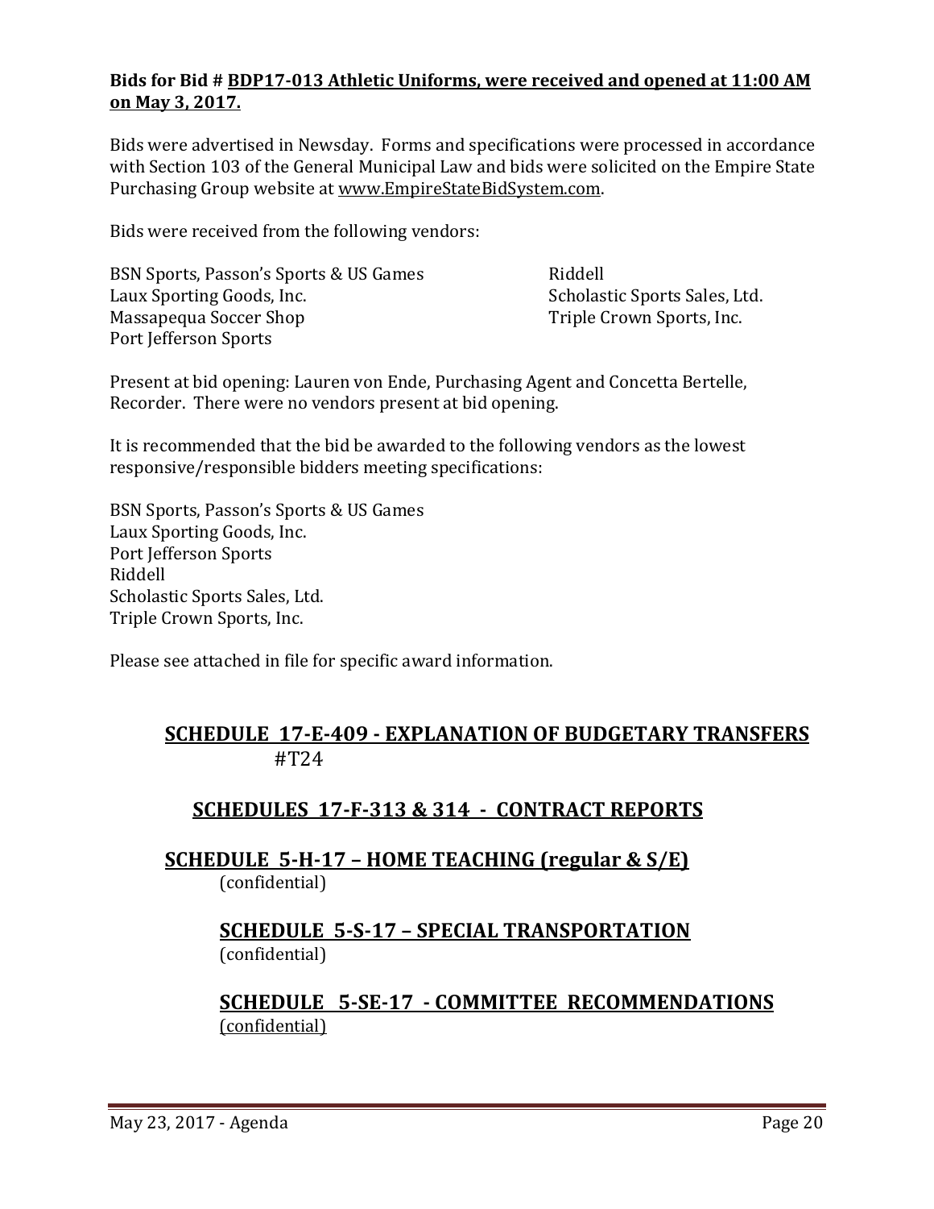**Bids for Bid # BDP17-013 Athletic Uniforms, were received and opened at 11:00 AM on May 3, 2017.**

Bids were advertised in Newsday. Forms and specifications were processed in accordance with Section 103 of the General Municipal Law and bids were solicited on the Empire State Purchasing Group website at www.EmpireStateBidSystem.com.

Bids were received from the following vendors:

BSN Sports, Passon's Sports & US Games
Laux Sporting Goods, Inc.
Massapequa Soccer Shop
Port Jefferson Sports
Riddell
Scholastic Sports Sales, Ltd.
Triple Crown Sports, Inc.

Present at bid opening: Lauren von Ende, Purchasing Agent and Concetta Bertelle, Recorder. There were no vendors present at bid opening.

It is recommended that the bid be awarded to the following vendors as the lowest responsive/responsible bidders meeting specifications:

BSN Sports, Passon's Sports & US Games
Laux Sporting Goods, Inc.
Port Jefferson Sports
Riddell
Scholastic Sports Sales, Ltd.
Triple Crown Sports, Inc.

Please see attached in file for specific award information.

## SCHEDULE 17-E-409 - EXPLANATION OF BUDGETARY TRANSFERS

#T24

## SCHEDULES 17-F-313 & 314 - CONTRACT REPORTS

## SCHEDULE 5-H-17 – HOME TEACHING (regular & S/E)

(confidential)

## SCHEDULE 5-S-17 – SPECIAL TRANSPORTATION

(confidential)

## SCHEDULE 5-SE-17 - COMMITTEE RECOMMENDATIONS

(confidential)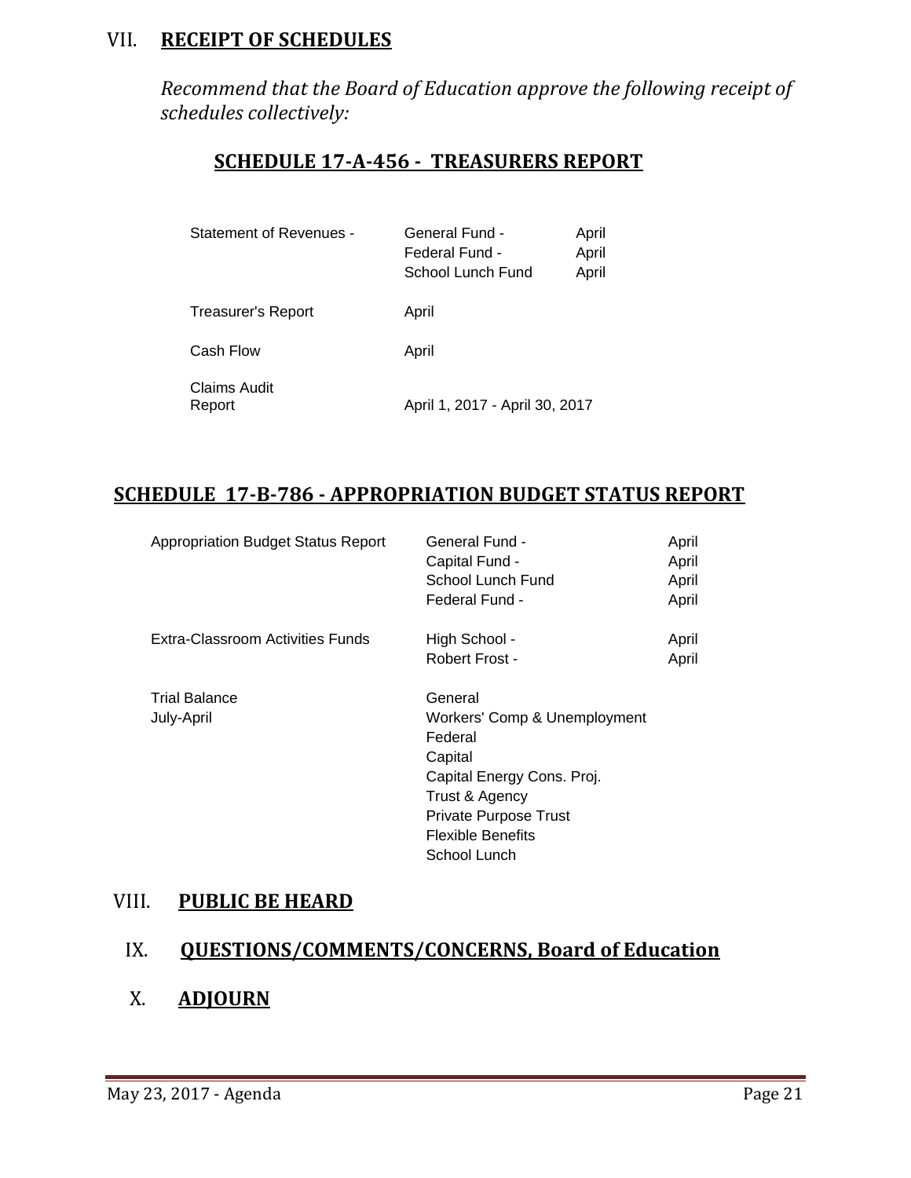## VII. RECEIPT OF SCHEDULES

*Recommend that the Board of Education approve the following receipt of schedules collectively:*

### SCHEDULE 17-A-456 - TREASURERS REPORT

| | | |
|---|---|---|
| Statement of Revenues - | General Fund - | April |
| | Federal Fund - | April |
| | School Lunch Fund | April |
| Treasurer's Report | April | |
| Cash Flow | April | |
| Claims Audit Report | April 1, 2017 - April 30, 2017 | |

### SCHEDULE 17-B-786 - APPROPRIATION BUDGET STATUS REPORT

| | | |
|---|---|---|
| Appropriation Budget Status Report | General Fund - | April |
| | Capital Fund - | April |
| | School Lunch Fund | April |
| | Federal Fund - | April |
| Extra-Classroom Activities Funds | High School - | April |
| | Robert Frost - | April |
| Trial Balance | General | |
| July-April | Workers' Comp & Unemployment | |
| | Federal | |
| | Capital | |
| | Capital Energy Cons. Proj. | |
| | Trust & Agency | |
| | Private Purpose Trust | |
| | Flexible Benefits | |
| | School Lunch | |

## VIII. PUBLIC BE HEARD

## IX. QUESTIONS/COMMENTS/CONCERNS, Board of Education

## X. ADJOURN